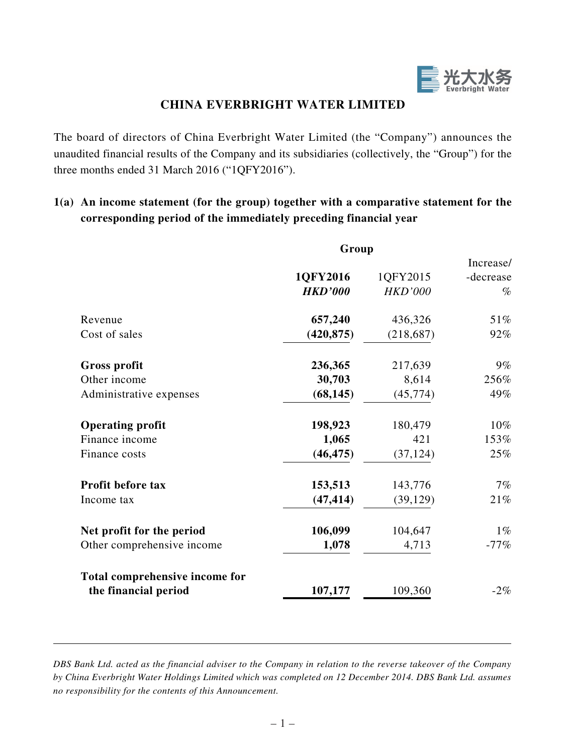# CHINA EVERBRIGHT WATER LIMITED

The board of directors of China Everbright Water Limited (the "Company") announces the unaudited financial results of the Company and its subsidiaries (collectively, the "Group") for the three months ended 31 March 2016 ("1QFY2016").

## 1(a) An income statement (for the group) together with a comparative statement for the corresponding period of the immediately preceding financial year

| | Group | | |
|---|---|---|---|
| | **1QFY2016** | 1QFY2015 | Increase/ -decrease |
| | ***HKD'000*** | *HKD'000* | *%* |
| Revenue | **657,240** | 436,326 | 51% |
| Cost of sales | **(420,875)** | (218,687) | 92% |
| **Gross profit** | **236,365** | 217,639 | 9% |
| Other income | **30,703** | 8,614 | 256% |
| Administrative expenses | **(68,145)** | (45,774) | 49% |
| **Operating profit** | **198,923** | 180,479 | 10% |
| Finance income | **1,065** | 421 | 153% |
| Finance costs | **(46,475)** | (37,124) | 25% |
| **Profit before tax** | **153,513** | 143,776 | 7% |
| Income tax | **(47,414)** | (39,129) | 21% |
| **Net profit for the period** | **106,099** | 104,647 | 1% |
| Other comprehensive income | **1,078** | 4,713 | -77% |
| **Total comprehensive income for the financial period** | **107,177** | 109,360 | -2% |

*DBS Bank Ltd. acted as the financial adviser to the Company in relation to the reverse takeover of the Company by China Everbright Water Holdings Limited which was completed on 12 December 2014. DBS Bank Ltd. assumes no responsibility for the contents of this Announcement.*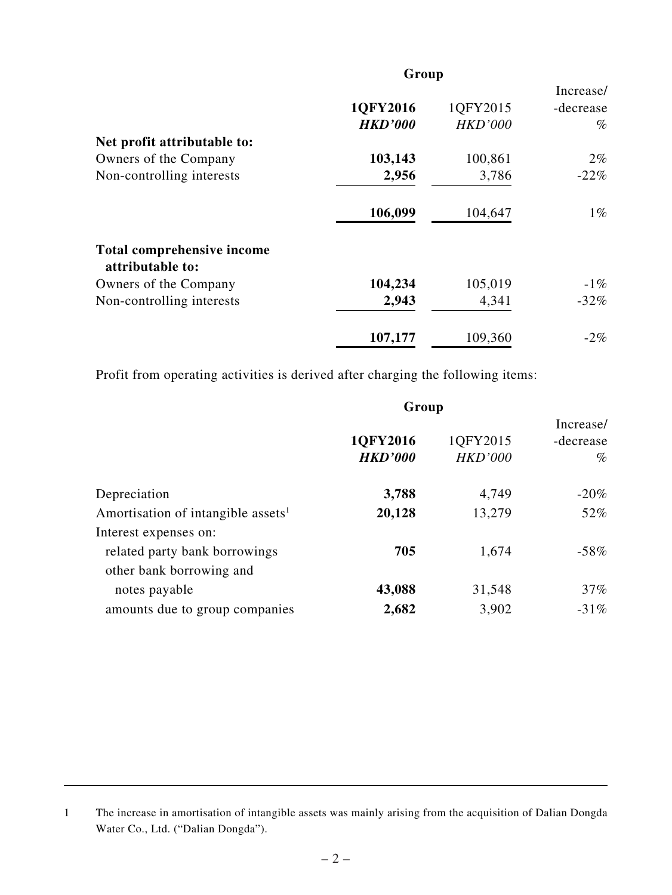| | Group | | |
|---|---|---|---|
| | **1QFY2016** | 1QFY2015 | Increase/ -decrease |
| | ***HKD'000*** | *HKD'000* | *%* |
| **Net profit attributable to:** | | | |
| Owners of the Company | **103,143** | 100,861 | 2% |
| Non-controlling interests | **2,956** | 3,786 | -22% |
| | **106,099** | 104,647 | 1% |
| **Total comprehensive income attributable to:** | | | |
| Owners of the Company | **104,234** | 105,019 | -1% |
| Non-controlling interests | **2,943** | 4,341 | -32% |
| | **107,177** | 109,360 | -2% |

Profit from operating activities is derived after charging the following items:

| | Group | | |
|---|---|---|---|
| | **1QFY2016** | 1QFY2015 | Increase/ -decrease |
| | ***HKD'000*** | *HKD'000* | *%* |
| Depreciation | **3,788** | 4,749 | -20% |
| Amortisation of intangible assets[1] | **20,128** | 13,279 | 52% |
| Interest expenses on: | | | |
| related party bank borrowings | **705** | 1,674 | -58% |
| other bank borrowing and notes payable | **43,088** | 31,548 | 37% |
| amounts due to group companies | **2,682** | 3,902 | -31% |

1 The increase in amortisation of intangible assets was mainly arising from the acquisition of Dalian Dongda Water Co., Ltd. ("Dalian Dongda").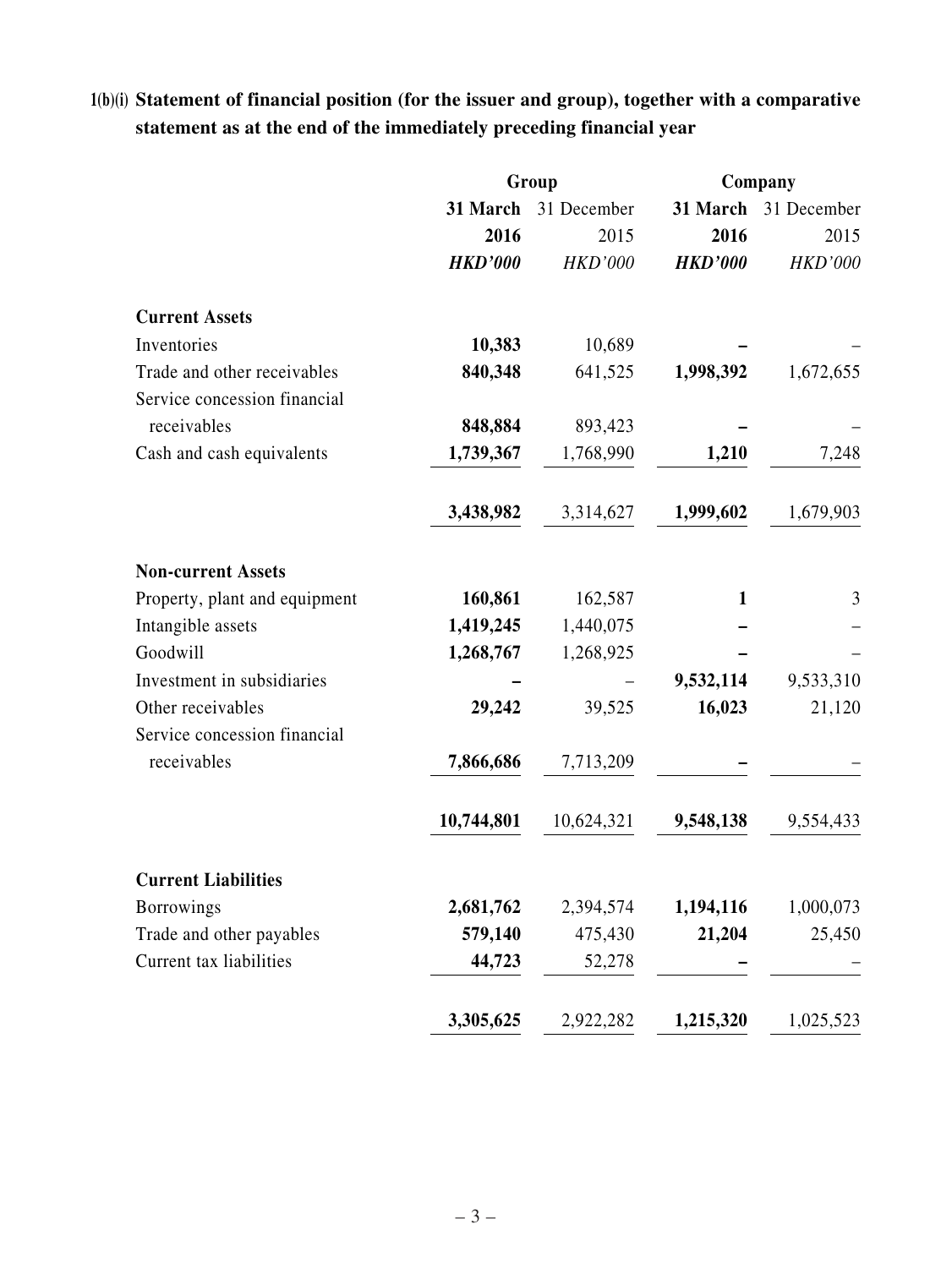**1(b)(i) Statement of financial position (for the issuer and group), together with a comparative statement as at the end of the immediately preceding financial year**

| | Group | | Company | |
|---|---|---|---|---|
| | **31 March 2016** | 31 December 2015 | **31 March 2016** | 31 December 2015 |
| | ***HKD'000*** | *HKD'000* | ***HKD'000*** | *HKD'000* |
| **Current Assets** | | | | |
| Inventories | **10,383** | 10,689 | **–** | – |
| Trade and other receivables | **840,348** | 641,525 | **1,998,392** | 1,672,655 |
| Service concession financial receivables | **848,884** | 893,423 | **–** | – |
| Cash and cash equivalents | **1,739,367** | 1,768,990 | **1,210** | 7,248 |
| | **3,438,982** | 3,314,627 | **1,999,602** | 1,679,903 |
| **Non-current Assets** | | | | |
| Property, plant and equipment | **160,861** | 162,587 | **1** | 3 |
| Intangible assets | **1,419,245** | 1,440,075 | **–** | – |
| Goodwill | **1,268,767** | 1,268,925 | **–** | – |
| Investment in subsidiaries | **–** | – | **9,532,114** | 9,533,310 |
| Other receivables | **29,242** | 39,525 | **16,023** | 21,120 |
| Service concession financial receivables | **7,866,686** | 7,713,209 | **–** | – |
| | **10,744,801** | 10,624,321 | **9,548,138** | 9,554,433 |
| **Current Liabilities** | | | | |
| Borrowings | **2,681,762** | 2,394,574 | **1,194,116** | 1,000,073 |
| Trade and other payables | **579,140** | 475,430 | **21,204** | 25,450 |
| Current tax liabilities | **44,723** | 52,278 | **–** | – |
| | **3,305,625** | 2,922,282 | **1,215,320** | 1,025,523 |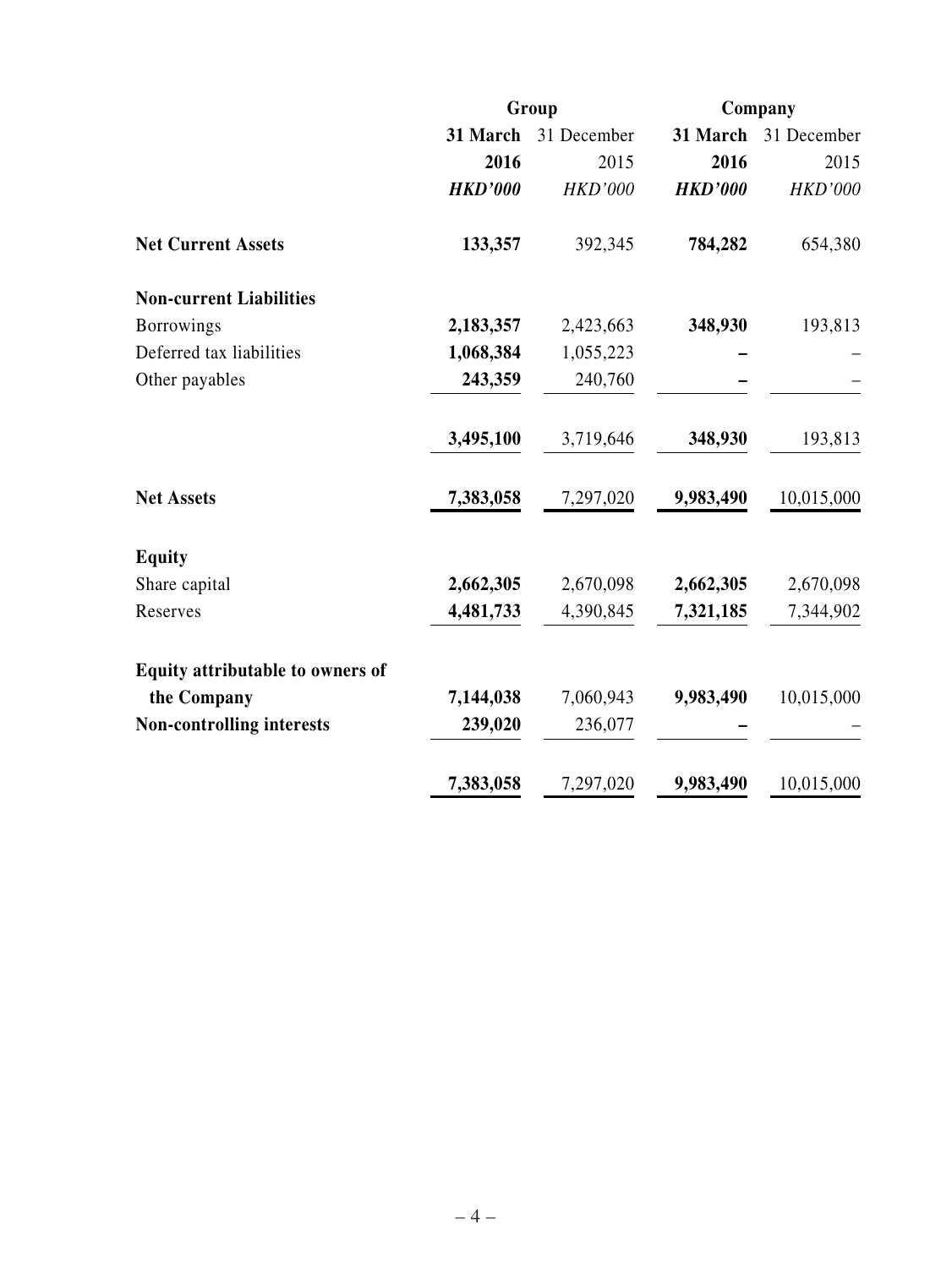| | Group | | Company | |
|---|---|---|---|---|
| | **31 March 2016** | 31 December 2015 | **31 March 2016** | 31 December 2015 |
| | ***HKD'000*** | *HKD'000* | ***HKD'000*** | *HKD'000* |
| **Net Current Assets** | **133,357** | 392,345 | **784,282** | 654,380 |
| **Non-current Liabilities** | | | | |
| Borrowings | **2,183,357** | 2,423,663 | **348,930** | 193,813 |
| Deferred tax liabilities | **1,068,384** | 1,055,223 | **–** | – |
| Other payables | **243,359** | 240,760 | **–** | – |
| | **3,495,100** | 3,719,646 | **348,930** | 193,813 |
| **Net Assets** | **7,383,058** | 7,297,020 | **9,983,490** | 10,015,000 |
| **Equity** | | | | |
| Share capital | **2,662,305** | 2,670,098 | **2,662,305** | 2,670,098 |
| Reserves | **4,481,733** | 4,390,845 | **7,321,185** | 7,344,902 |
| **Equity attributable to owners of the Company** | **7,144,038** | 7,060,943 | **9,983,490** | 10,015,000 |
| **Non-controlling interests** | **239,020** | 236,077 | **–** | – |
| | **7,383,058** | 7,297,020 | **9,983,490** | 10,015,000 |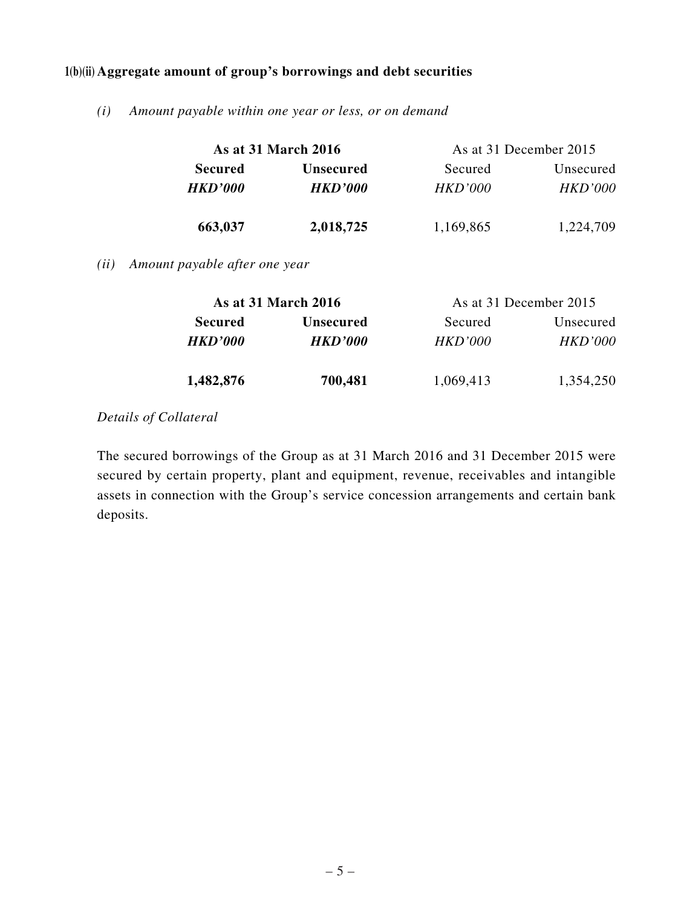### 1(b)(ii) Aggregate amount of group's borrowings and debt securities

*(i) Amount payable within one year or less, or on demand*

| **As at 31 March 2016** | | As at 31 December 2015 | |
|---|---|---|---|
| **Secured** | **Unsecured** | Secured | Unsecured |
| ***HKD'000*** | ***HKD'000*** | *HKD'000* | *HKD'000* |
| **663,037** | **2,018,725** | 1,169,865 | 1,224,709 |

*(ii) Amount payable after one year*

| **As at 31 March 2016** | | As at 31 December 2015 | |
|---|---|---|---|
| **Secured** | **Unsecured** | Secured | Unsecured |
| ***HKD'000*** | ***HKD'000*** | *HKD'000* | *HKD'000* |
| **1,482,876** | **700,481** | 1,069,413 | 1,354,250 |

*Details of Collateral*

The secured borrowings of the Group as at 31 March 2016 and 31 December 2015 were secured by certain property, plant and equipment, revenue, receivables and intangible assets in connection with the Group's service concession arrangements and certain bank deposits.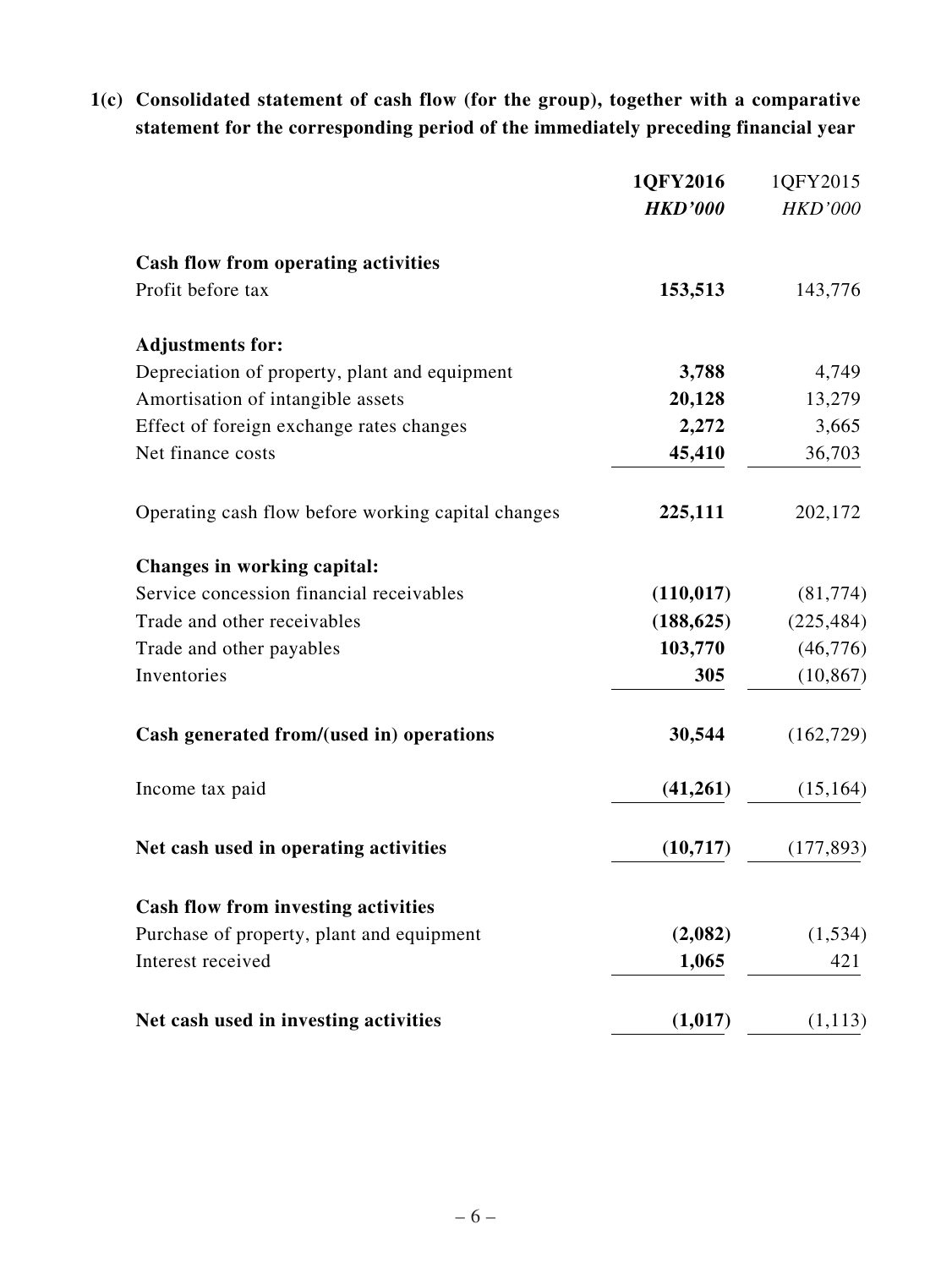**1(c) Consolidated statement of cash flow (for the group), together with a comparative statement for the corresponding period of the immediately preceding financial year**

| | **1QFY2016** | 1QFY2015 |
|---|---|---|
| | ***HKD'000*** | *HKD'000* |
| **Cash flow from operating activities** | | |
| Profit before tax | **153,513** | 143,776 |
| **Adjustments for:** | | |
| Depreciation of property, plant and equipment | **3,788** | 4,749 |
| Amortisation of intangible assets | **20,128** | 13,279 |
| Effect of foreign exchange rates changes | **2,272** | 3,665 |
| Net finance costs | **45,410** | 36,703 |
| Operating cash flow before working capital changes | **225,111** | 202,172 |
| **Changes in working capital:** | | |
| Service concession financial receivables | **(110,017)** | (81,774) |
| Trade and other receivables | **(188,625)** | (225,484) |
| Trade and other payables | **103,770** | (46,776) |
| Inventories | **305** | (10,867) |
| **Cash generated from/(used in) operations** | **30,544** | (162,729) |
| Income tax paid | **(41,261)** | (15,164) |
| **Net cash used in operating activities** | **(10,717)** | (177,893) |
| **Cash flow from investing activities** | | |
| Purchase of property, plant and equipment | **(2,082)** | (1,534) |
| Interest received | **1,065** | 421 |
| **Net cash used in investing activities** | **(1,017)** | (1,113) |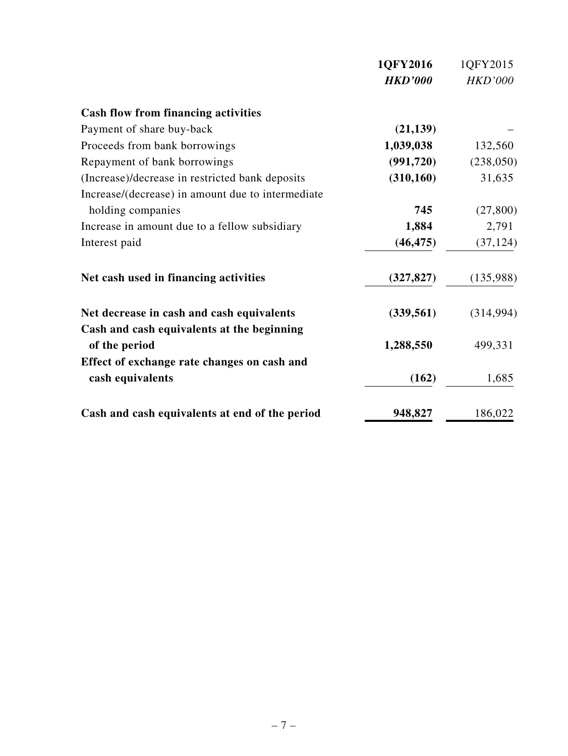| | **1QFY2016** | 1QFY2015 |
|---|---|---|
| | ***HKD'000*** | *HKD'000* |
| **Cash flow from financing activities** | | |
| Payment of share buy-back | **(21,139)** | – |
| Proceeds from bank borrowings | **1,039,038** | 132,560 |
| Repayment of bank borrowings | **(991,720)** | (238,050) |
| (Increase)/decrease in restricted bank deposits | **(310,160)** | 31,635 |
| Increase/(decrease) in amount due to intermediate holding companies | **745** | (27,800) |
| Increase in amount due to a fellow subsidiary | **1,884** | 2,791 |
| Interest paid | **(46,475)** | (37,124) |
| **Net cash used in financing activities** | **(327,827)** | (135,988) |
| **Net decrease in cash and cash equivalents** | **(339,561)** | (314,994) |
| **Cash and cash equivalents at the beginning of the period** | **1,288,550** | 499,331 |
| **Effect of exchange rate changes on cash and cash equivalents** | **(162)** | 1,685 |
| **Cash and cash equivalents at end of the period** | **948,827** | 186,022 |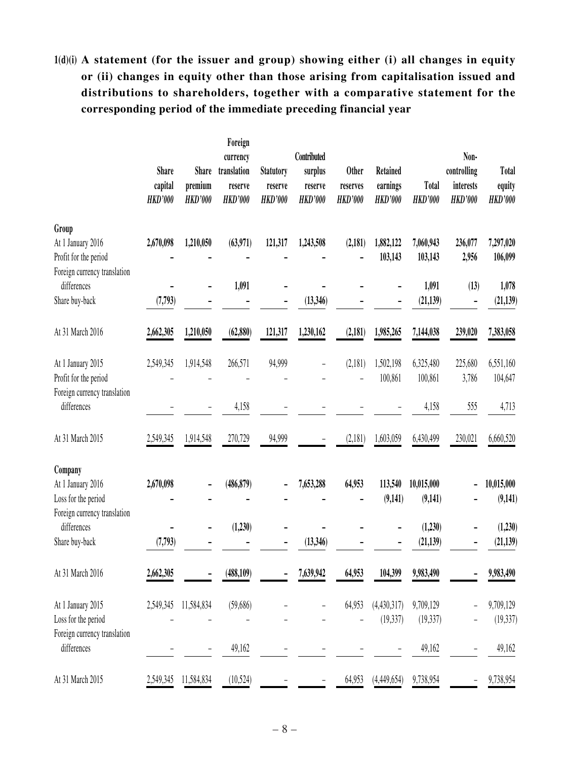**1(d)(i) A statement (for the issuer and group) showing either (i) all changes in equity or (ii) changes in equity other than those arising from capitalisation issued and distributions to shareholders, together with a comparative statement for the corresponding period of the immediate preceding financial year**

| | Share capital *HKD'000* | Share premium *HKD'000* | Foreign currency translation reserve *HKD'000* | Statutory reserve *HKD'000* | Contributed surplus reserve *HKD'000* | Other reserves *HKD'000* | Retained earnings *HKD'000* | Total *HKD'000* | Non-controlling interests *HKD'000* | Total equity *HKD'000* |
|---|---|---|---|---|---|---|---|---|---|---|
| **Group** | | | | | | | | | | |
| At 1 January 2016 | **2,670,098** | **1,210,050** | **(63,971)** | **121,317** | **1,243,508** | **(2,181)** | **1,882,122** | **7,060,943** | **236,077** | **7,297,020** |
| Profit for the period | **–** | **–** | **–** | **–** | **–** | **–** | **103,143** | **103,143** | **2,956** | **106,099** |
| Foreign currency translation differences | **–** | **–** | **1,091** | **–** | **–** | **–** | **–** | **1,091** | **(13)** | **1,078** |
| Share buy-back | **(7,793)** | **–** | **–** | **–** | **(13,346)** | **–** | **–** | **(21,139)** | **–** | **(21,139)** |
| At 31 March 2016 | **2,662,305** | **1,210,050** | **(62,880)** | **121,317** | **1,230,162** | **(2,181)** | **1,985,265** | **7,144,038** | **239,020** | **7,383,058** |
| At 1 January 2015 | 2,549,345 | 1,914,548 | 266,571 | 94,999 | – | (2,181) | 1,502,198 | 6,325,480 | 225,680 | 6,551,160 |
| Profit for the period | – | – | – | – | – | – | 100,861 | 100,861 | 3,786 | 104,647 |
| Foreign currency translation differences | – | – | 4,158 | – | – | – | – | 4,158 | 555 | 4,713 |
| At 31 March 2015 | 2,549,345 | 1,914,548 | 270,729 | 94,999 | – | (2,181) | 1,603,059 | 6,430,499 | 230,021 | 6,660,520 |
| **Company** | | | | | | | | | | |
| At 1 January 2016 | **2,670,098** | **–** | **(486,879)** | **–** | **7,653,288** | **64,953** | **113,540** | **10,015,000** | **–** | **10,015,000** |
| Loss for the period | **–** | **–** | **–** | **–** | **–** | **–** | **(9,141)** | **(9,141)** | **–** | **(9,141)** |
| Foreign currency translation differences | **–** | **–** | **(1,230)** | **–** | **–** | **–** | **–** | **(1,230)** | **–** | **(1,230)** |
| Share buy-back | **(7,793)** | **–** | **–** | **–** | **(13,346)** | **–** | **–** | **(21,139)** | **–** | **(21,139)** |
| At 31 March 2016 | **2,662,305** | **–** | **(488,109)** | **–** | **7,639,942** | **64,953** | **104,399** | **9,983,490** | **–** | **9,983,490** |
| At 1 January 2015 | 2,549,345 | 11,584,834 | (59,686) | – | – | 64,953 | (4,430,317) | 9,709,129 | – | 9,709,129 |
| Loss for the period | – | – | – | – | – | – | (19,337) | (19,337) | – | (19,337) |
| Foreign currency translation differences | – | – | 49,162 | – | – | – | – | 49,162 | – | 49,162 |
| At 31 March 2015 | 2,549,345 | 11,584,834 | (10,524) | – | – | 64,953 | (4,449,654) | 9,738,954 | – | 9,738,954 |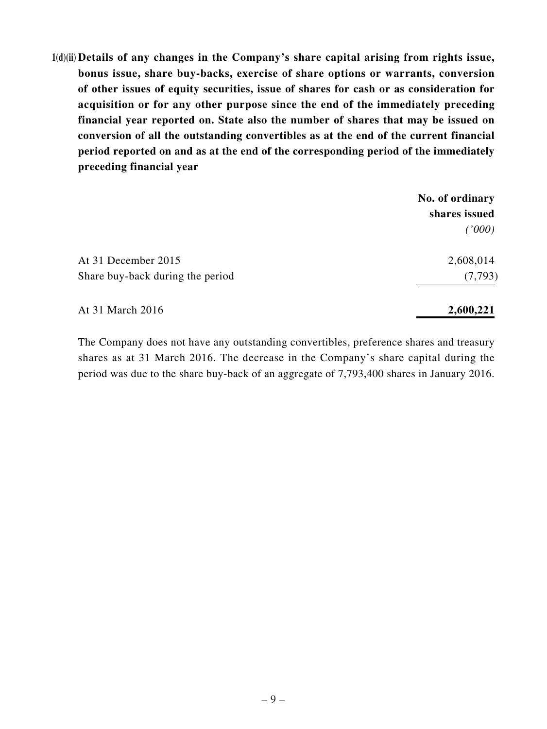**1(d)(ii) Details of any changes in the Company's share capital arising from rights issue, bonus issue, share buy-backs, exercise of share options or warrants, conversion of other issues of equity securities, issue of shares for cash or as consideration for acquisition or for any other purpose since the end of the immediately preceding financial year reported on. State also the number of shares that may be issued on conversion of all the outstanding convertibles as at the end of the current financial period reported on and as at the end of the corresponding period of the immediately preceding financial year**

| | **No. of ordinary shares issued** *('000)* |
|---|---|
| At 31 December 2015 | 2,608,014 |
| Share buy-back during the period | (7,793) |
| At 31 March 2016 | **2,600,221** |

The Company does not have any outstanding convertibles, preference shares and treasury shares as at 31 March 2016. The decrease in the Company's share capital during the period was due to the share buy-back of an aggregate of 7,793,400 shares in January 2016.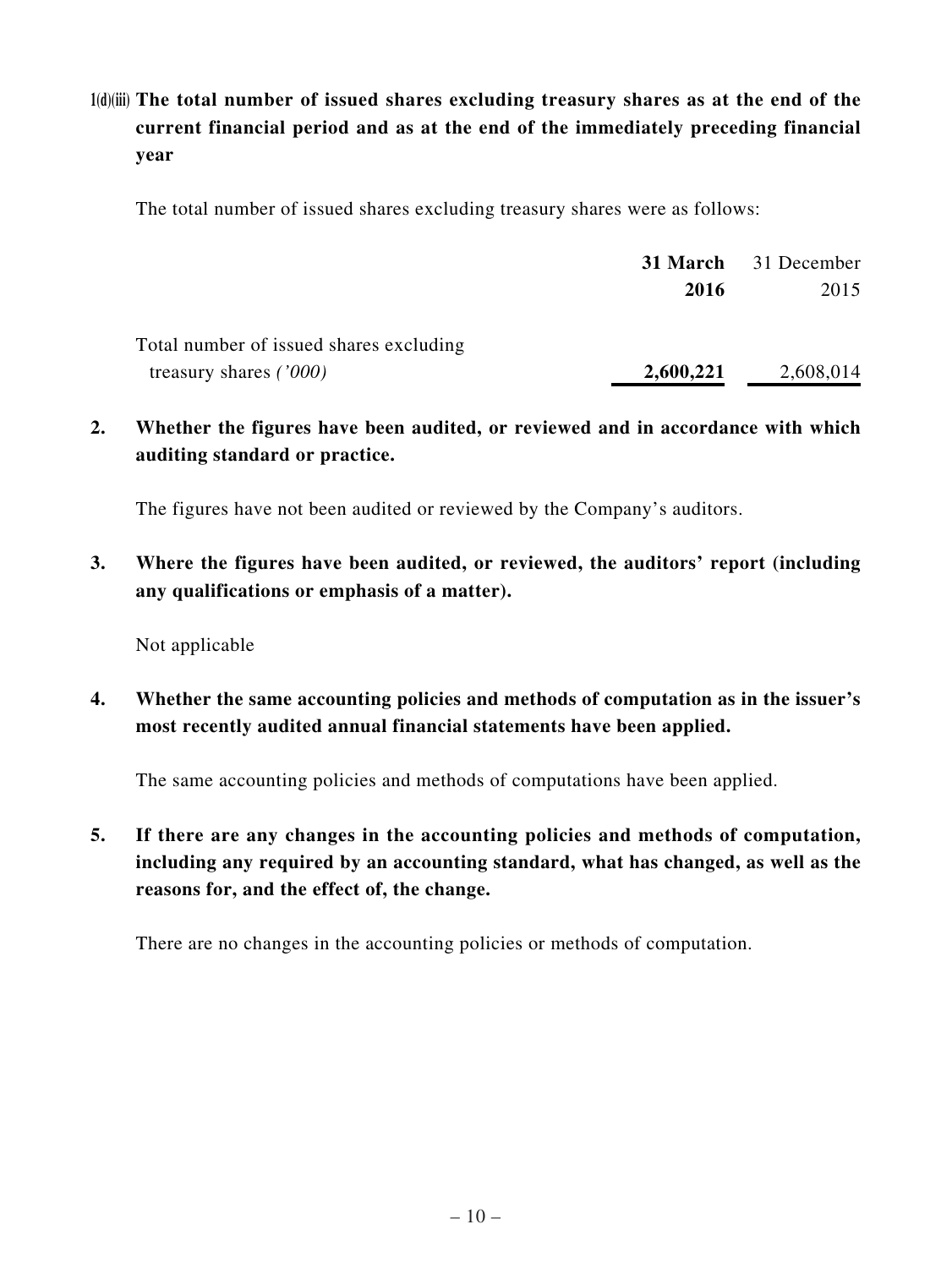**1(d)(iii) The total number of issued shares excluding treasury shares as at the end of the current financial period and as at the end of the immediately preceding financial year**

The total number of issued shares excluding treasury shares were as follows:

| | **31 March 2016** | 31 December 2015 |
|---|---|---|
| Total number of issued shares excluding treasury shares *('000)* | **2,600,221** | 2,608,014 |

**2. Whether the figures have been audited, or reviewed and in accordance with which auditing standard or practice.**

The figures have not been audited or reviewed by the Company's auditors.

**3. Where the figures have been audited, or reviewed, the auditors' report (including any qualifications or emphasis of a matter).**

Not applicable

**4. Whether the same accounting policies and methods of computation as in the issuer's most recently audited annual financial statements have been applied.**

The same accounting policies and methods of computations have been applied.

**5. If there are any changes in the accounting policies and methods of computation, including any required by an accounting standard, what has changed, as well as the reasons for, and the effect of, the change.**

There are no changes in the accounting policies or methods of computation.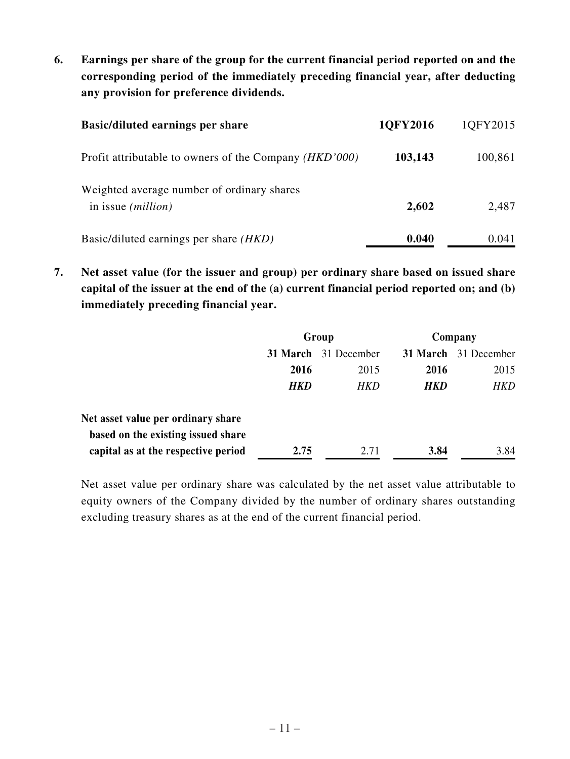**6. Earnings per share of the group for the current financial period reported on and the corresponding period of the immediately preceding financial year, after deducting any provision for preference dividends.**

| **Basic/diluted earnings per share** | **1QFY2016** | 1QFY2015 |
|---|---|---|
| Profit attributable to owners of the Company *(HKD'000)* | **103,143** | 100,861 |
| Weighted average number of ordinary shares in issue *(million)* | **2,602** | 2,487 |
| Basic/diluted earnings per share *(HKD)* | **0.040** | 0.041 |

**7. Net asset value (for the issuer and group) per ordinary share based on issued share capital of the issuer at the end of the (a) current financial period reported on; and (b) immediately preceding financial year.**

| | **Group** | | **Company** | |
|---|---|---|---|---|
| | **31 March 2016** | 31 December 2015 | **31 March 2016** | 31 December 2015 |
| | ***HKD*** | *HKD* | ***HKD*** | *HKD* |
| **Net asset value per ordinary share based on the existing issued share capital as at the respective period** | **2.75** | 2.71 | **3.84** | 3.84 |

Net asset value per ordinary share was calculated by the net asset value attributable to equity owners of the Company divided by the number of ordinary shares outstanding excluding treasury shares as at the end of the current financial period.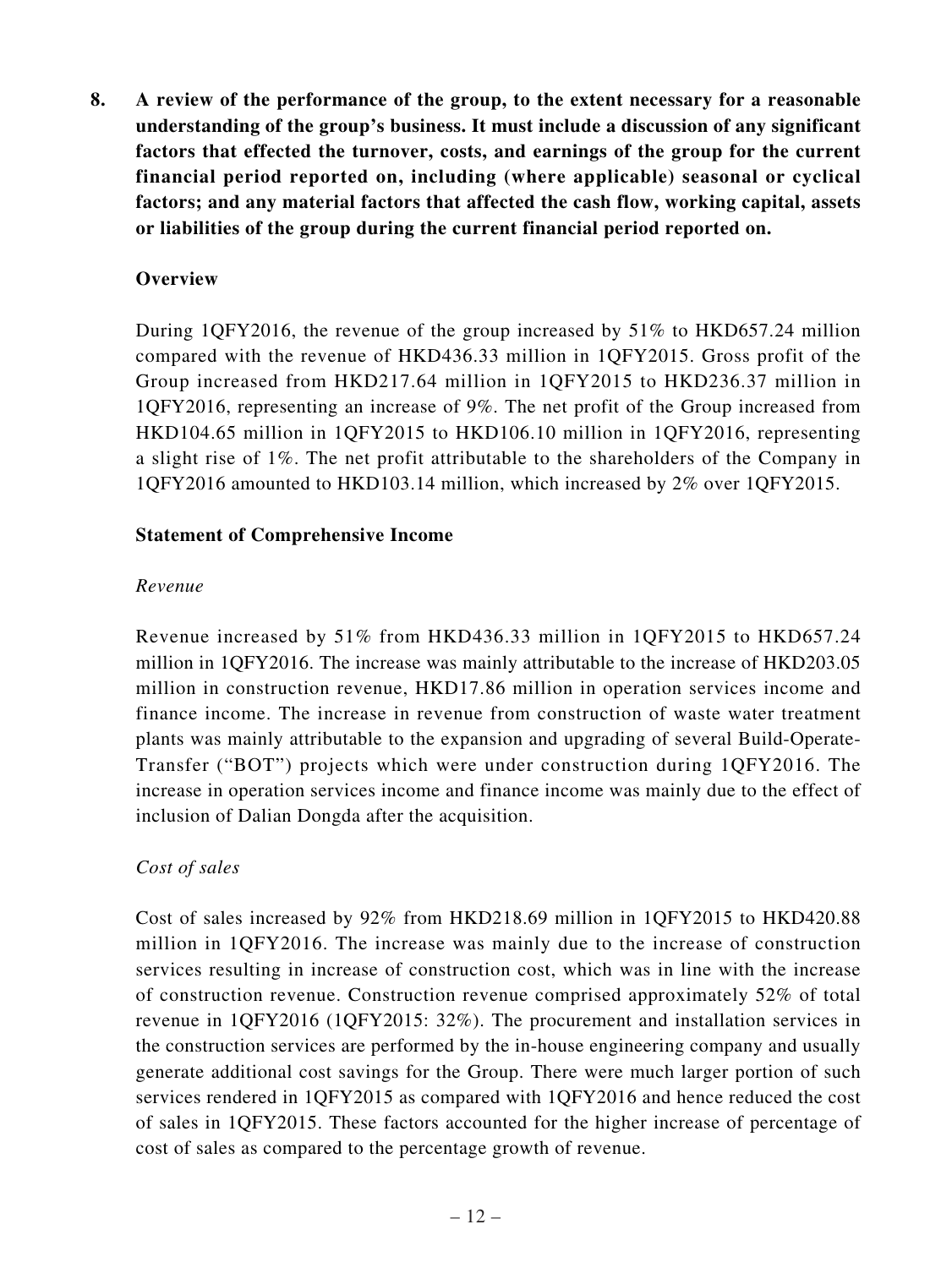**8. A review of the performance of the group, to the extent necessary for a reasonable understanding of the group's business. It must include a discussion of any significant factors that effected the turnover, costs, and earnings of the group for the current financial period reported on, including (where applicable) seasonal or cyclical factors; and any material factors that affected the cash flow, working capital, assets or liabilities of the group during the current financial period reported on.**

**Overview**

During 1QFY2016, the revenue of the group increased by 51% to HKD657.24 million compared with the revenue of HKD436.33 million in 1QFY2015. Gross profit of the Group increased from HKD217.64 million in 1QFY2015 to HKD236.37 million in 1QFY2016, representing an increase of 9%. The net profit of the Group increased from HKD104.65 million in 1QFY2015 to HKD106.10 million in 1QFY2016, representing a slight rise of 1%. The net profit attributable to the shareholders of the Company in 1QFY2016 amounted to HKD103.14 million, which increased by 2% over 1QFY2015.

**Statement of Comprehensive Income**

*Revenue*

Revenue increased by 51% from HKD436.33 million in 1QFY2015 to HKD657.24 million in 1QFY2016. The increase was mainly attributable to the increase of HKD203.05 million in construction revenue, HKD17.86 million in operation services income and finance income. The increase in revenue from construction of waste water treatment plants was mainly attributable to the expansion and upgrading of several Build-Operate-Transfer ("BOT") projects which were under construction during 1QFY2016. The increase in operation services income and finance income was mainly due to the effect of inclusion of Dalian Dongda after the acquisition.

*Cost of sales*

Cost of sales increased by 92% from HKD218.69 million in 1QFY2015 to HKD420.88 million in 1QFY2016. The increase was mainly due to the increase of construction services resulting in increase of construction cost, which was in line with the increase of construction revenue. Construction revenue comprised approximately 52% of total revenue in 1QFY2016 (1QFY2015: 32%). The procurement and installation services in the construction services are performed by the in-house engineering company and usually generate additional cost savings for the Group. There were much larger portion of such services rendered in 1QFY2015 as compared with 1QFY2016 and hence reduced the cost of sales in 1QFY2015. These factors accounted for the higher increase of percentage of cost of sales as compared to the percentage growth of revenue.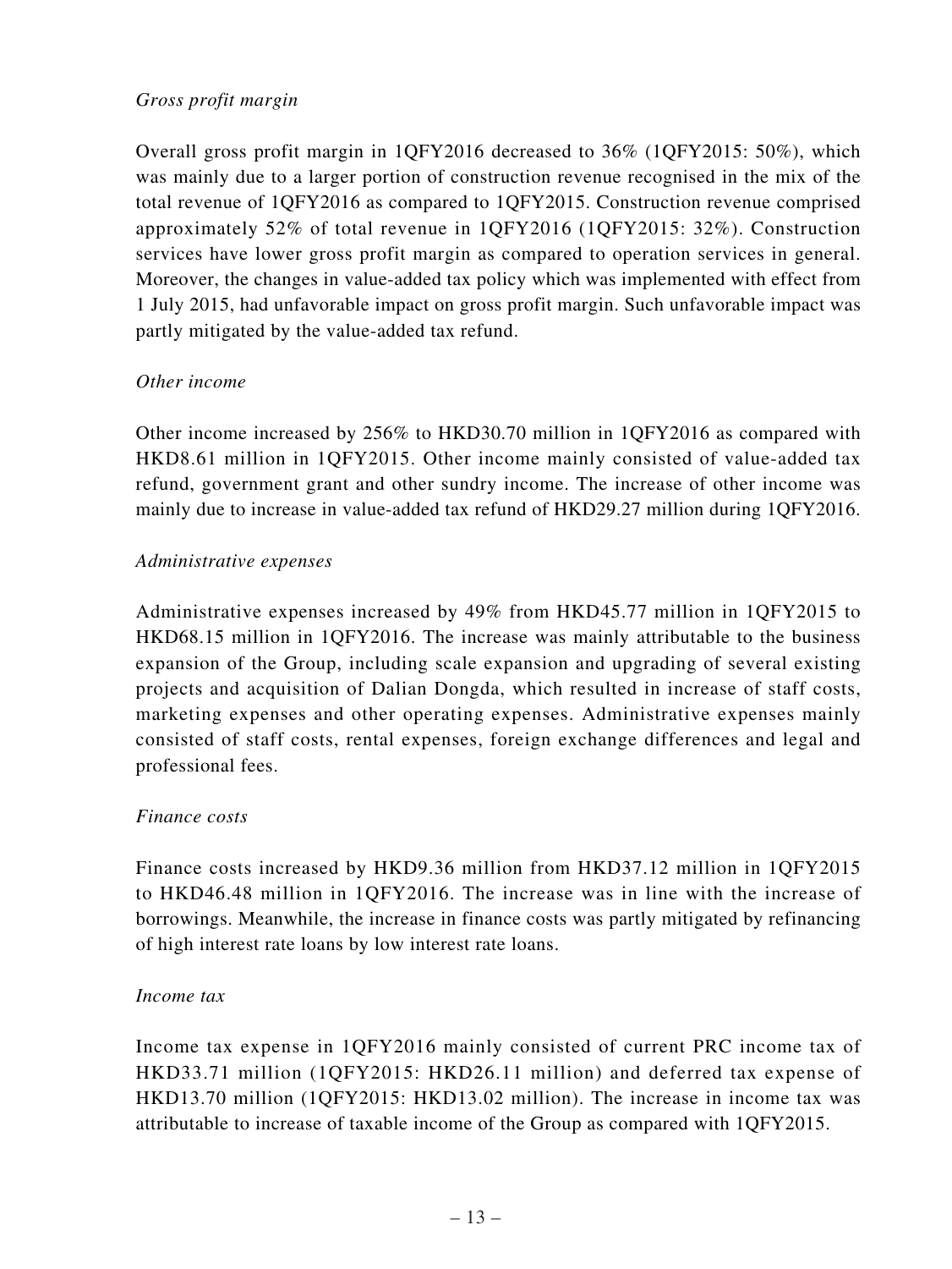*Gross profit margin*

Overall gross profit margin in 1QFY2016 decreased to 36% (1QFY2015: 50%), which was mainly due to a larger portion of construction revenue recognised in the mix of the total revenue of 1QFY2016 as compared to 1QFY2015. Construction revenue comprised approximately 52% of total revenue in 1QFY2016 (1QFY2015: 32%). Construction services have lower gross profit margin as compared to operation services in general. Moreover, the changes in value-added tax policy which was implemented with effect from 1 July 2015, had unfavorable impact on gross profit margin. Such unfavorable impact was partly mitigated by the value-added tax refund.

*Other income*

Other income increased by 256% to HKD30.70 million in 1QFY2016 as compared with HKD8.61 million in 1QFY2015. Other income mainly consisted of value-added tax refund, government grant and other sundry income. The increase of other income was mainly due to increase in value-added tax refund of HKD29.27 million during 1QFY2016.

*Administrative expenses*

Administrative expenses increased by 49% from HKD45.77 million in 1QFY2015 to HKD68.15 million in 1QFY2016. The increase was mainly attributable to the business expansion of the Group, including scale expansion and upgrading of several existing projects and acquisition of Dalian Dongda, which resulted in increase of staff costs, marketing expenses and other operating expenses. Administrative expenses mainly consisted of staff costs, rental expenses, foreign exchange differences and legal and professional fees.

*Finance costs*

Finance costs increased by HKD9.36 million from HKD37.12 million in 1QFY2015 to HKD46.48 million in 1QFY2016. The increase was in line with the increase of borrowings. Meanwhile, the increase in finance costs was partly mitigated by refinancing of high interest rate loans by low interest rate loans.

*Income tax*

Income tax expense in 1QFY2016 mainly consisted of current PRC income tax of HKD33.71 million (1QFY2015: HKD26.11 million) and deferred tax expense of HKD13.70 million (1QFY2015: HKD13.02 million). The increase in income tax was attributable to increase of taxable income of the Group as compared with 1QFY2015.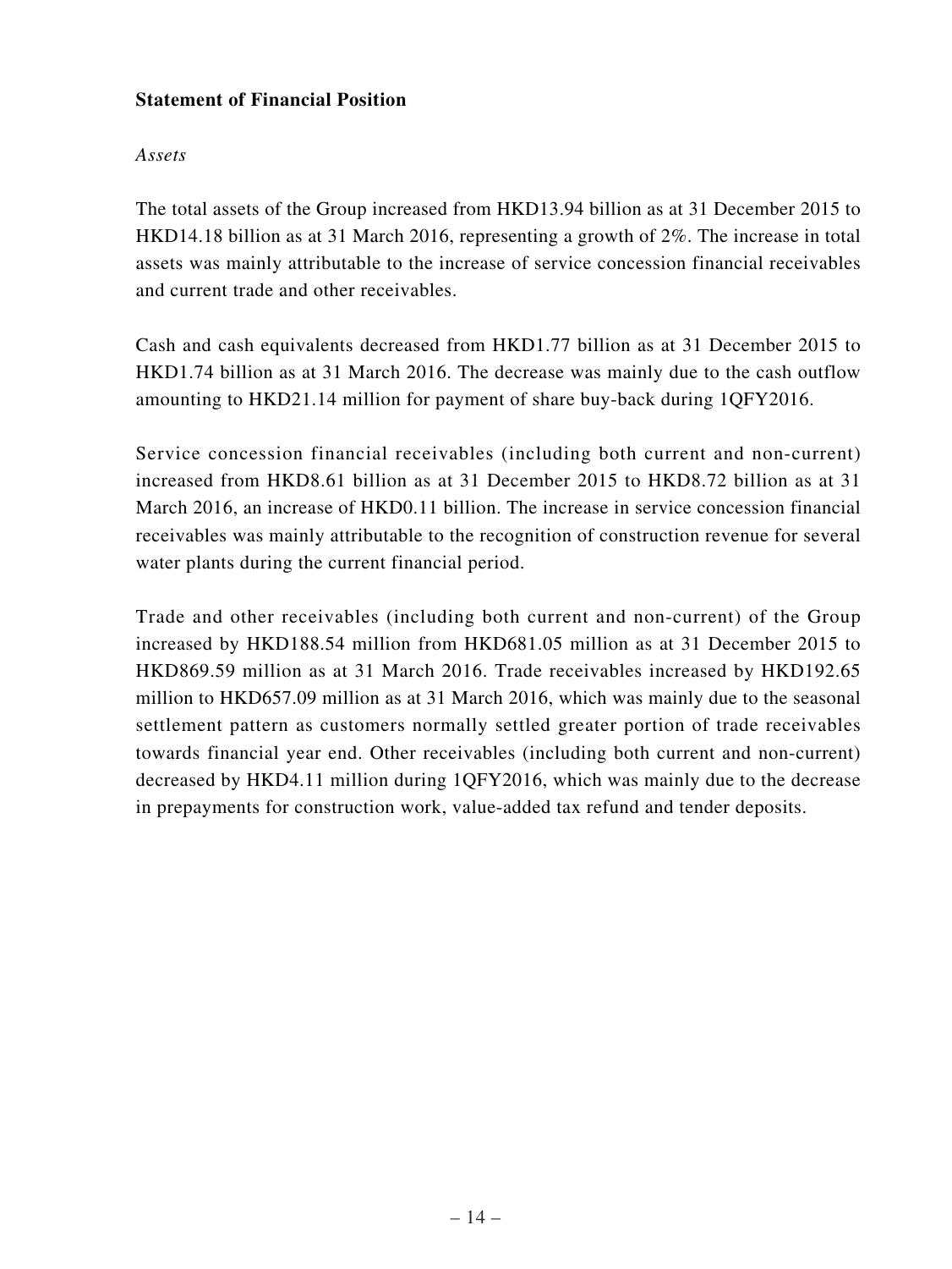**Statement of Financial Position**

*Assets*

The total assets of the Group increased from HKD13.94 billion as at 31 December 2015 to HKD14.18 billion as at 31 March 2016, representing a growth of 2%. The increase in total assets was mainly attributable to the increase of service concession financial receivables and current trade and other receivables.

Cash and cash equivalents decreased from HKD1.77 billion as at 31 December 2015 to HKD1.74 billion as at 31 March 2016. The decrease was mainly due to the cash outflow amounting to HKD21.14 million for payment of share buy-back during 1QFY2016.

Service concession financial receivables (including both current and non-current) increased from HKD8.61 billion as at 31 December 2015 to HKD8.72 billion as at 31 March 2016, an increase of HKD0.11 billion. The increase in service concession financial receivables was mainly attributable to the recognition of construction revenue for several water plants during the current financial period.

Trade and other receivables (including both current and non-current) of the Group increased by HKD188.54 million from HKD681.05 million as at 31 December 2015 to HKD869.59 million as at 31 March 2016. Trade receivables increased by HKD192.65 million to HKD657.09 million as at 31 March 2016, which was mainly due to the seasonal settlement pattern as customers normally settled greater portion of trade receivables towards financial year end. Other receivables (including both current and non-current) decreased by HKD4.11 million during 1QFY2016, which was mainly due to the decrease in prepayments for construction work, value-added tax refund and tender deposits.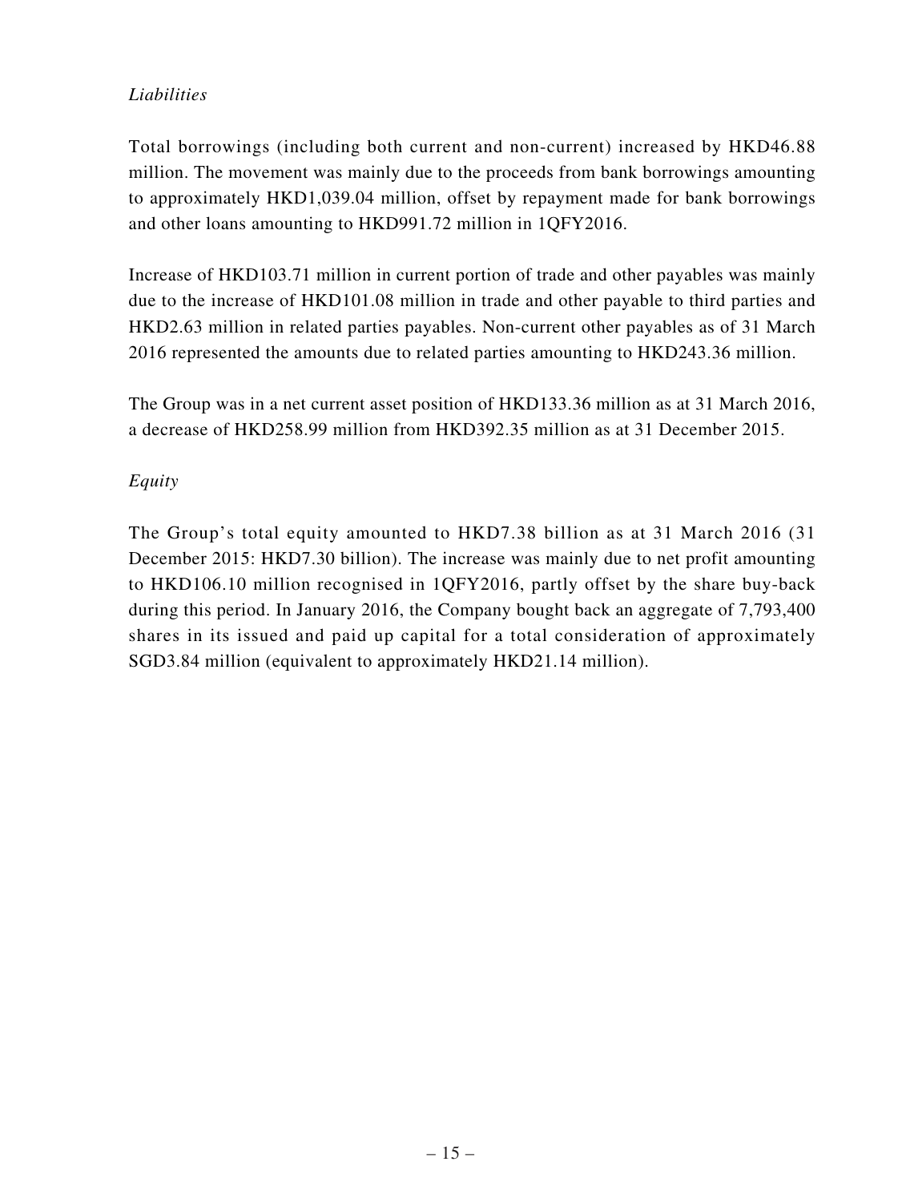*Liabilities*

Total borrowings (including both current and non-current) increased by HKD46.88 million. The movement was mainly due to the proceeds from bank borrowings amounting to approximately HKD1,039.04 million, offset by repayment made for bank borrowings and other loans amounting to HKD991.72 million in 1QFY2016.

Increase of HKD103.71 million in current portion of trade and other payables was mainly due to the increase of HKD101.08 million in trade and other payable to third parties and HKD2.63 million in related parties payables. Non-current other payables as of 31 March 2016 represented the amounts due to related parties amounting to HKD243.36 million.

The Group was in a net current asset position of HKD133.36 million as at 31 March 2016, a decrease of HKD258.99 million from HKD392.35 million as at 31 December 2015.

*Equity*

The Group's total equity amounted to HKD7.38 billion as at 31 March 2016 (31 December 2015: HKD7.30 billion). The increase was mainly due to net profit amounting to HKD106.10 million recognised in 1QFY2016, partly offset by the share buy-back during this period. In January 2016, the Company bought back an aggregate of 7,793,400 shares in its issued and paid up capital for a total consideration of approximately SGD3.84 million (equivalent to approximately HKD21.14 million).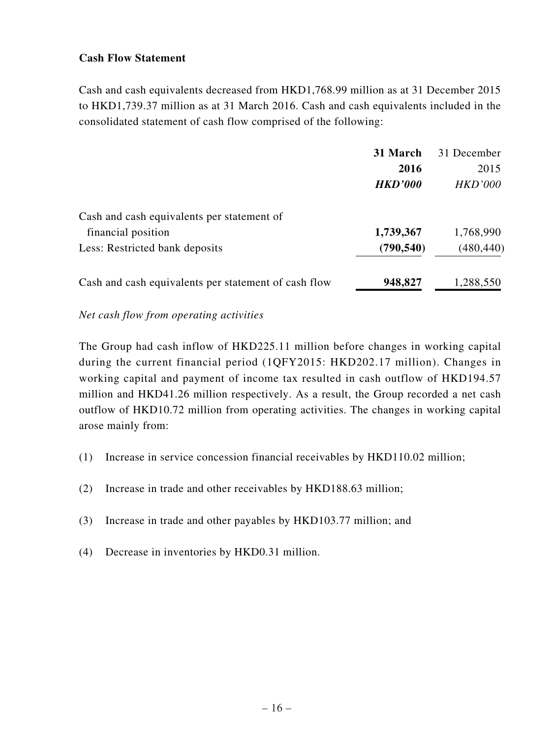**Cash Flow Statement**

Cash and cash equivalents decreased from HKD1,768.99 million as at 31 December 2015 to HKD1,739.37 million as at 31 March 2016. Cash and cash equivalents included in the consolidated statement of cash flow comprised of the following:

| | **31 March 2016** *HKD'000* | 31 December 2015 *HKD'000* |
|---|---|---|
| Cash and cash equivalents per statement of financial position | **1,739,367** | 1,768,990 |
| Less: Restricted bank deposits | **(790,540)** | (480,440) |
| Cash and cash equivalents per statement of cash flow | **948,827** | 1,288,550 |

*Net cash flow from operating activities*

The Group had cash inflow of HKD225.11 million before changes in working capital during the current financial period (1QFY2015: HKD202.17 million). Changes in working capital and payment of income tax resulted in cash outflow of HKD194.57 million and HKD41.26 million respectively. As a result, the Group recorded a net cash outflow of HKD10.72 million from operating activities. The changes in working capital arose mainly from:

(1) Increase in service concession financial receivables by HKD110.02 million;

(2) Increase in trade and other receivables by HKD188.63 million;

(3) Increase in trade and other payables by HKD103.77 million; and

(4) Decrease in inventories by HKD0.31 million.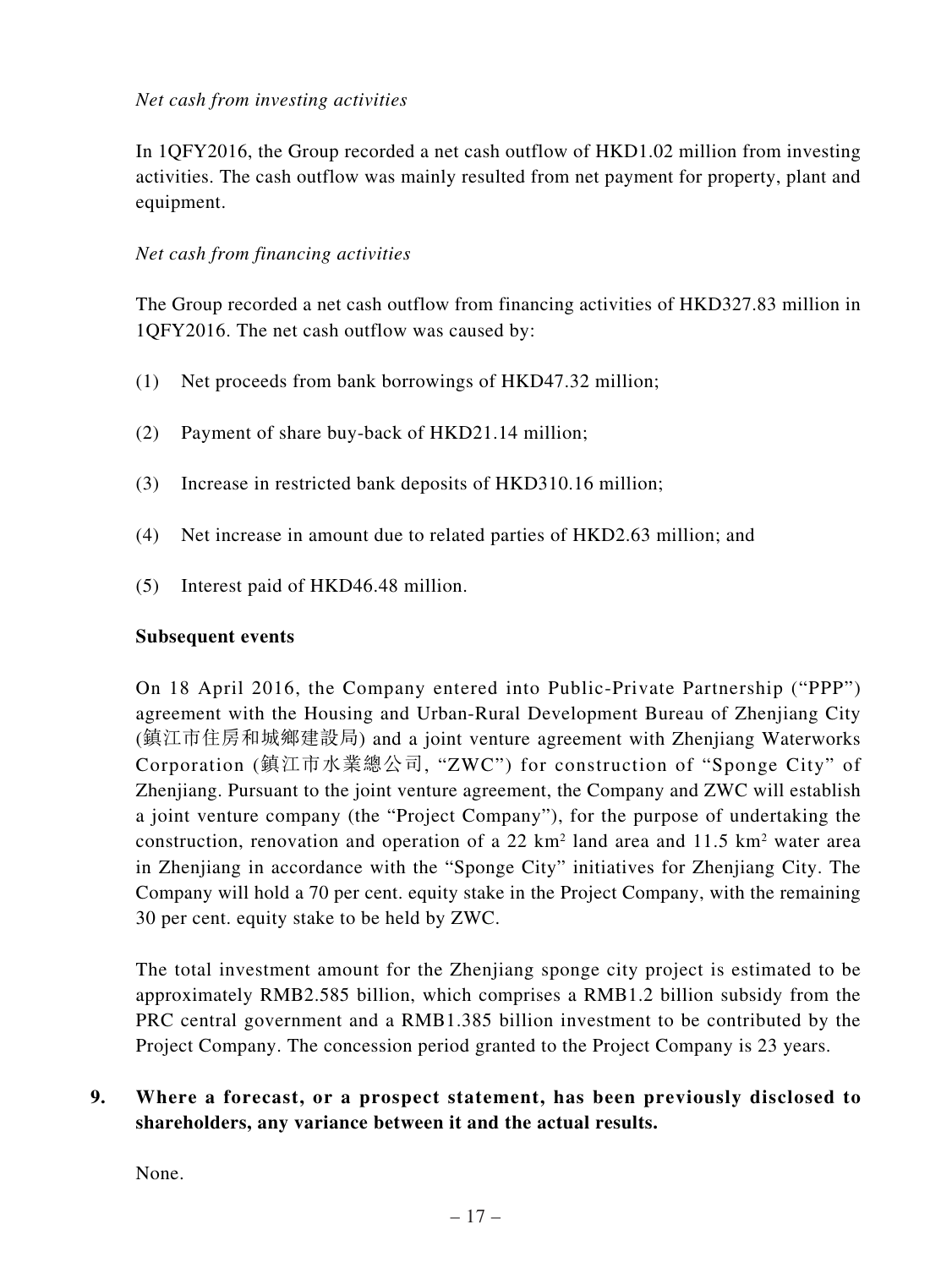*Net cash from investing activities*

In 1QFY2016, the Group recorded a net cash outflow of HKD1.02 million from investing activities. The cash outflow was mainly resulted from net payment for property, plant and equipment.

*Net cash from financing activities*

The Group recorded a net cash outflow from financing activities of HKD327.83 million in 1QFY2016. The net cash outflow was caused by:

(1) Net proceeds from bank borrowings of HKD47.32 million;

(2) Payment of share buy-back of HKD21.14 million;

(3) Increase in restricted bank deposits of HKD310.16 million;

(4) Net increase in amount due to related parties of HKD2.63 million; and

(5) Interest paid of HKD46.48 million.

**Subsequent events**

On 18 April 2016, the Company entered into Public-Private Partnership ("PPP") agreement with the Housing and Urban-Rural Development Bureau of Zhenjiang City (鎮江市住房和城鄉建設局) and a joint venture agreement with Zhenjiang Waterworks Corporation (鎮江市水業總公司, "ZWC") for construction of "Sponge City" of Zhenjiang. Pursuant to the joint venture agreement, the Company and ZWC will establish a joint venture company (the "Project Company"), for the purpose of undertaking the construction, renovation and operation of a 22 $km^2$ land area and 11.5 $km^2$ water area in Zhenjiang in accordance with the "Sponge City" initiatives for Zhenjiang City. The Company will hold a 70 per cent. equity stake in the Project Company, with the remaining 30 per cent. equity stake to be held by ZWC.

The total investment amount for the Zhenjiang sponge city project is estimated to be approximately RMB2.585 billion, which comprises a RMB1.2 billion subsidy from the PRC central government and a RMB1.385 billion investment to be contributed by the Project Company. The concession period granted to the Project Company is 23 years.

**9. Where a forecast, or a prospect statement, has been previously disclosed to shareholders, any variance between it and the actual results.**

None.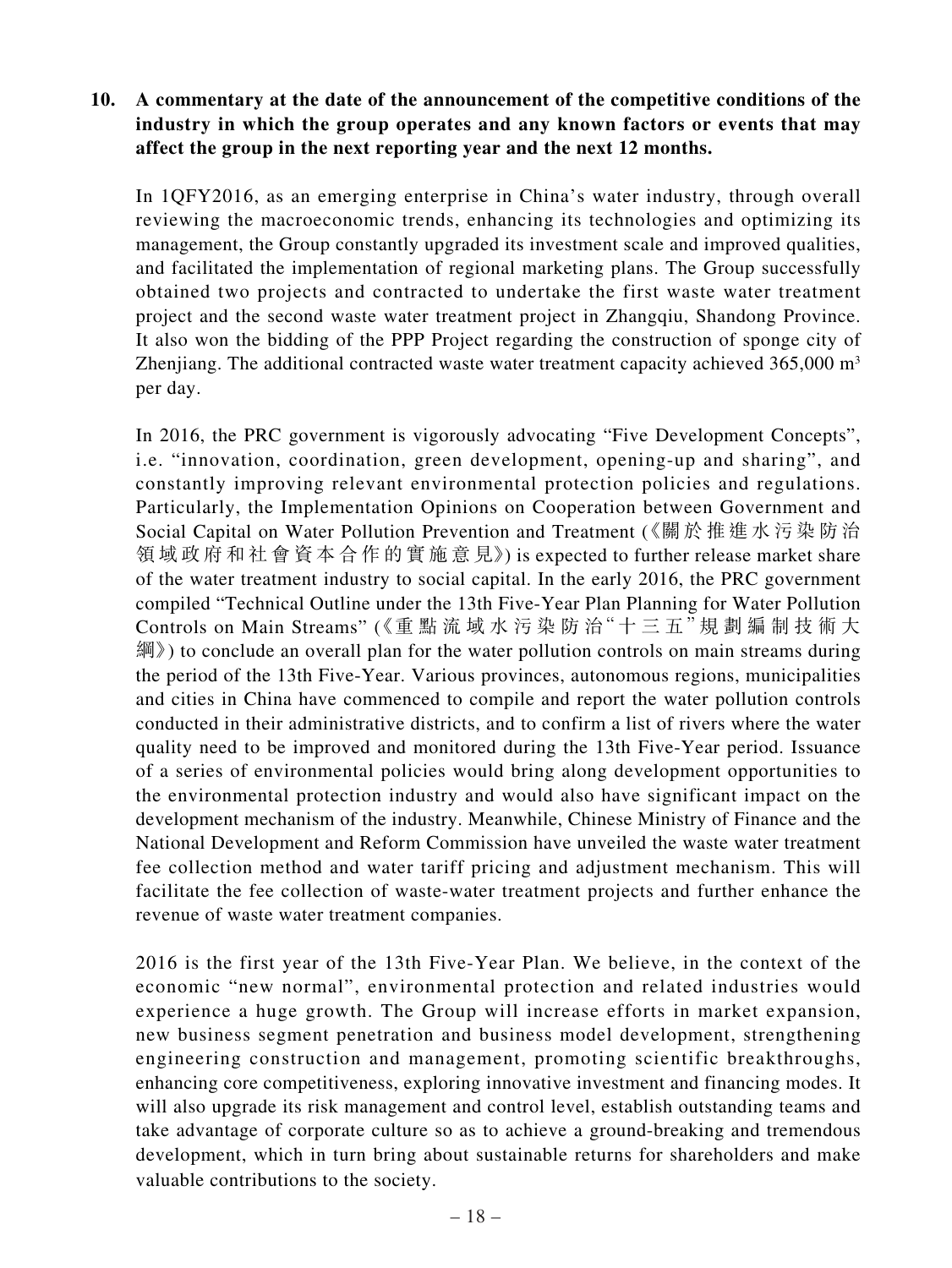**10. A commentary at the date of the announcement of the competitive conditions of the industry in which the group operates and any known factors or events that may affect the group in the next reporting year and the next 12 months.**

In 1QFY2016, as an emerging enterprise in China's water industry, through overall reviewing the macroeconomic trends, enhancing its technologies and optimizing its management, the Group constantly upgraded its investment scale and improved qualities, and facilitated the implementation of regional marketing plans. The Group successfully obtained two projects and contracted to undertake the first waste water treatment project and the second waste water treatment project in Zhangqiu, Shandong Province. It also won the bidding of the PPP Project regarding the construction of sponge city of Zhenjiang. The additional contracted waste water treatment capacity achieved 365,000 $m^3$ per day.

In 2016, the PRC government is vigorously advocating "Five Development Concepts", i.e. "innovation, coordination, green development, opening-up and sharing", and constantly improving relevant environmental protection policies and regulations. Particularly, the Implementation Opinions on Cooperation between Government and Social Capital on Water Pollution Prevention and Treatment (《關於推進水污染防治領域政府和社會資本合作的實施意見》) is expected to further release market share of the water treatment industry to social capital. In the early 2016, the PRC government compiled "Technical Outline under the 13th Five-Year Plan Planning for Water Pollution Controls on Main Streams" (《重點流域水污染防治"十三五"規劃編制技術大綱》) to conclude an overall plan for the water pollution controls on main streams during the period of the 13th Five-Year. Various provinces, autonomous regions, municipalities and cities in China have commenced to compile and report the water pollution controls conducted in their administrative districts, and to confirm a list of rivers where the water quality need to be improved and monitored during the 13th Five-Year period. Issuance of a series of environmental policies would bring along development opportunities to the environmental protection industry and would also have significant impact on the development mechanism of the industry. Meanwhile, Chinese Ministry of Finance and the National Development and Reform Commission have unveiled the waste water treatment fee collection method and water tariff pricing and adjustment mechanism. This will facilitate the fee collection of waste-water treatment projects and further enhance the revenue of waste water treatment companies.

2016 is the first year of the 13th Five-Year Plan. We believe, in the context of the economic "new normal", environmental protection and related industries would experience a huge growth. The Group will increase efforts in market expansion, new business segment penetration and business model development, strengthening engineering construction and management, promoting scientific breakthroughs, enhancing core competitiveness, exploring innovative investment and financing modes. It will also upgrade its risk management and control level, establish outstanding teams and take advantage of corporate culture so as to achieve a ground-breaking and tremendous development, which in turn bring about sustainable returns for shareholders and make valuable contributions to the society.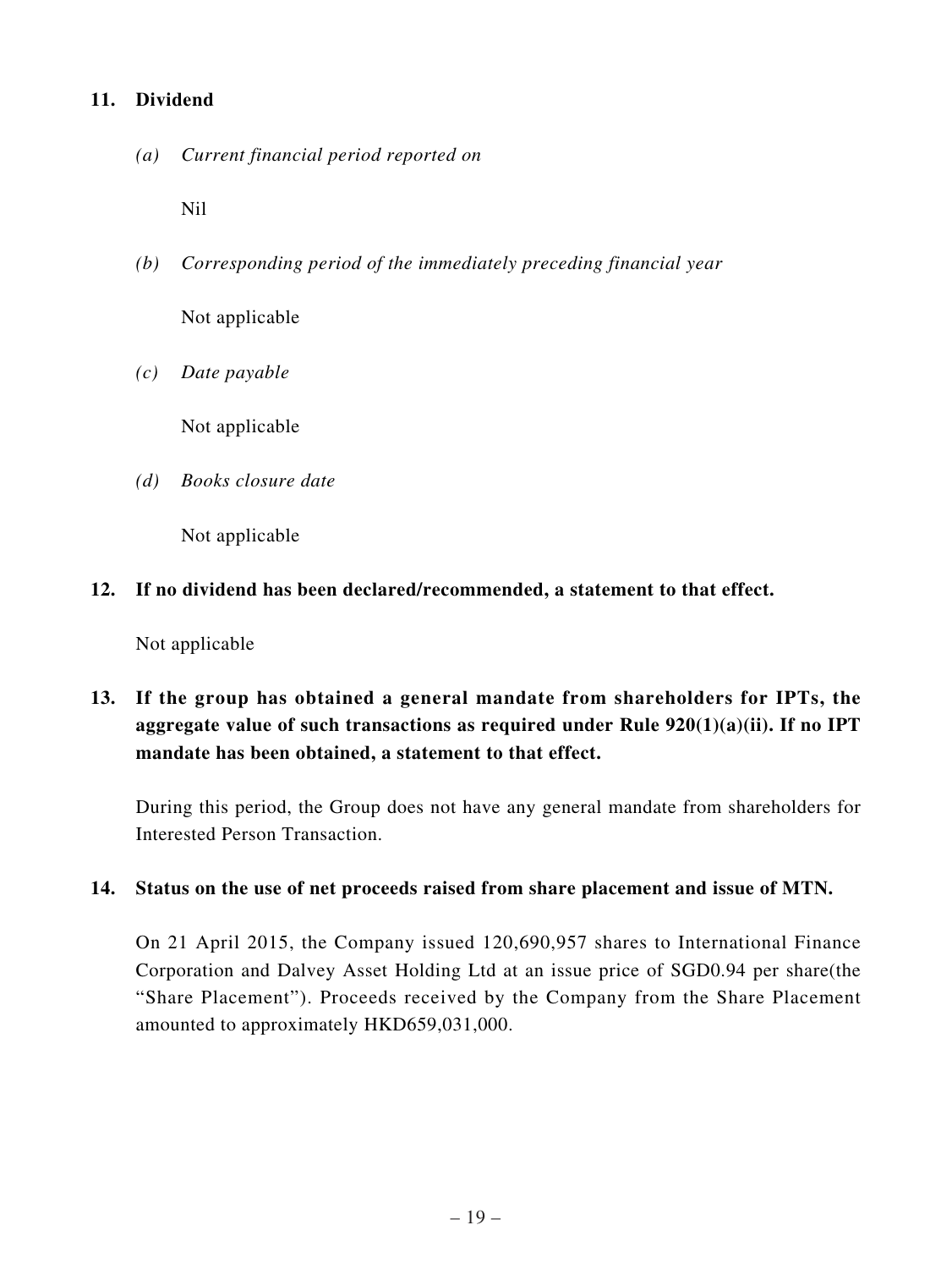## 11. Dividend

*(a) Current financial period reported on*

Nil

*(b) Corresponding period of the immediately preceding financial year*

Not applicable

*(c) Date payable*

Not applicable

*(d) Books closure date*

Not applicable

## 12. If no dividend has been declared/recommended, a statement to that effect.

Not applicable

## 13. If the group has obtained a general mandate from shareholders for IPTs, the aggregate value of such transactions as required under Rule 920(1)(a)(ii). If no IPT mandate has been obtained, a statement to that effect.

During this period, the Group does not have any general mandate from shareholders for Interested Person Transaction.

## 14. Status on the use of net proceeds raised from share placement and issue of MTN.

On 21 April 2015, the Company issued 120,690,957 shares to International Finance Corporation and Dalvey Asset Holding Ltd at an issue price of SGD0.94 per share(the "Share Placement"). Proceeds received by the Company from the Share Placement amounted to approximately HKD659,031,000.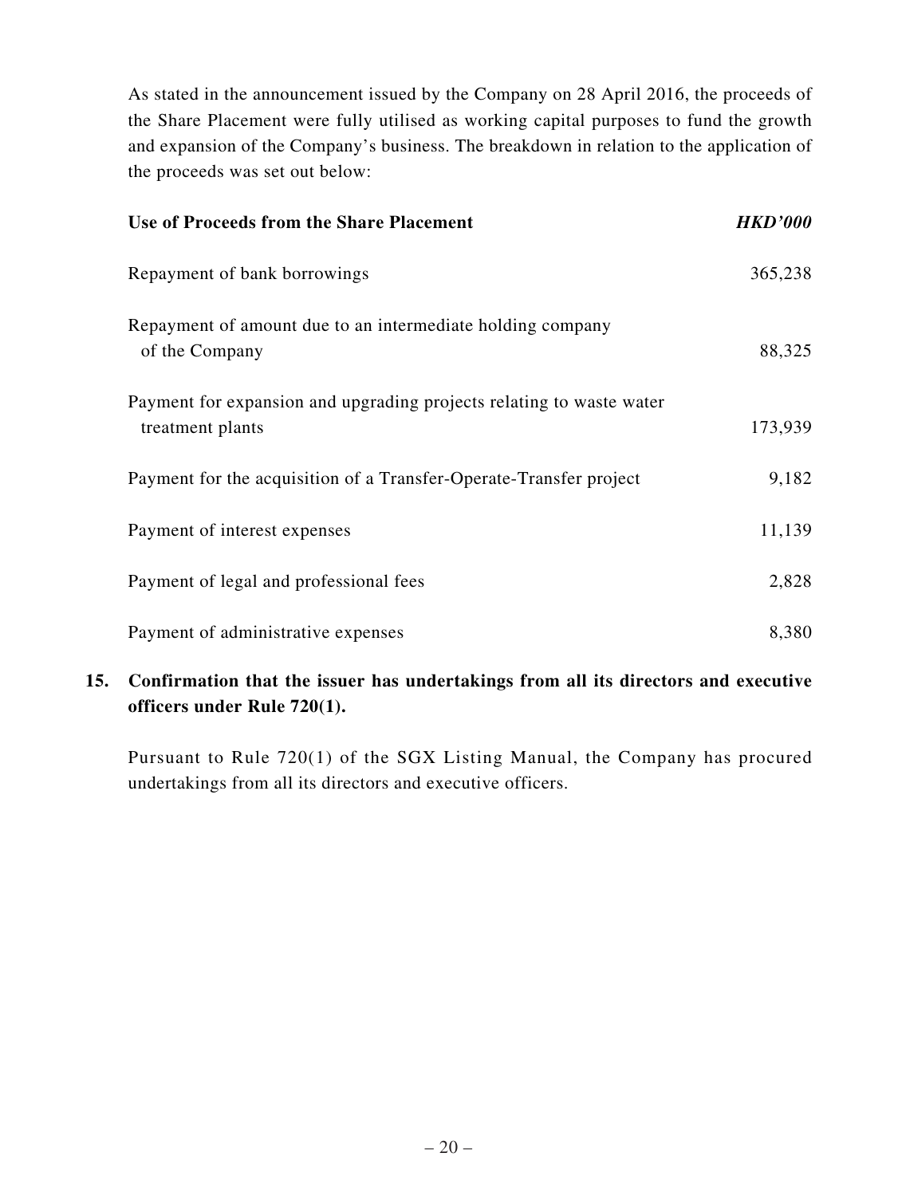As stated in the announcement issued by the Company on 28 April 2016, the proceeds of the Share Placement were fully utilised as working capital purposes to fund the growth and expansion of the Company's business. The breakdown in relation to the application of the proceeds was set out below:

| **Use of Proceeds from the Share Placement** | ***HKD'000*** |
|---|---|
| Repayment of bank borrowings | 365,238 |
| Repayment of amount due to an intermediate holding company of the Company | 88,325 |
| Payment for expansion and upgrading projects relating to waste water treatment plants | 173,939 |
| Payment for the acquisition of a Transfer-Operate-Transfer project | 9,182 |
| Payment of interest expenses | 11,139 |
| Payment of legal and professional fees | 2,828 |
| Payment of administrative expenses | 8,380 |

**15. Confirmation that the issuer has undertakings from all its directors and executive officers under Rule 720(1).**

Pursuant to Rule 720(1) of the SGX Listing Manual, the Company has procured undertakings from all its directors and executive officers.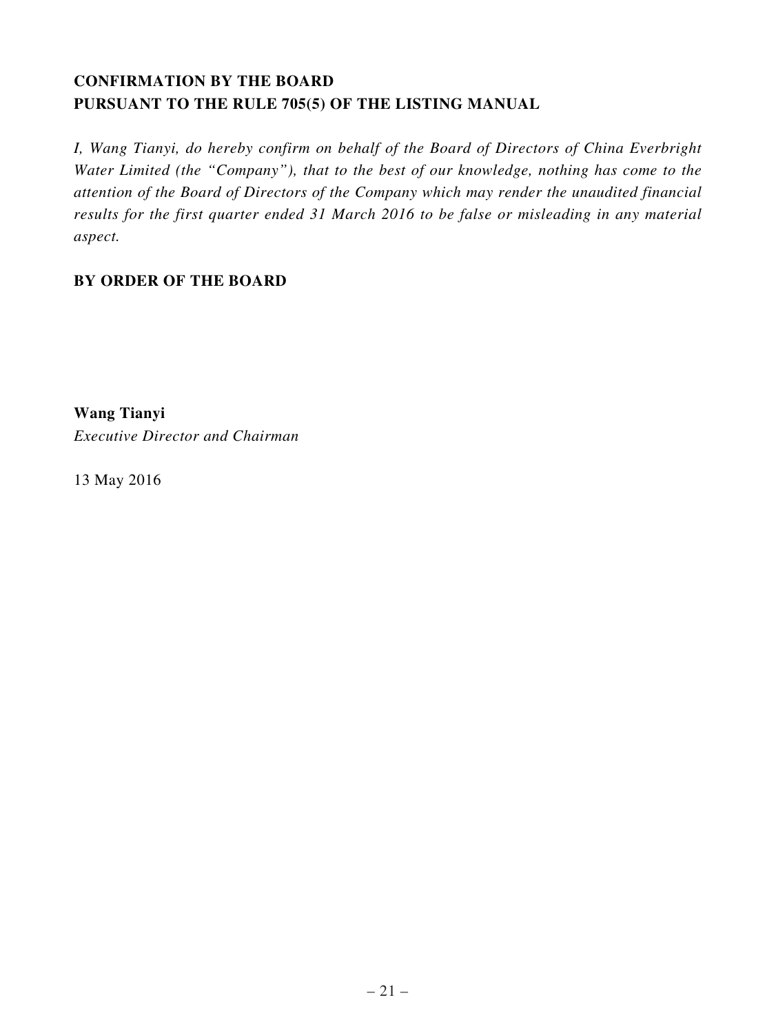**CONFIRMATION BY THE BOARD**
**PURSUANT TO THE RULE 705(5) OF THE LISTING MANUAL**

*I, Wang Tianyi, do hereby confirm on behalf of the Board of Directors of China Everbright Water Limited (the "Company"), that to the best of our knowledge, nothing has come to the attention of the Board of Directors of the Company which may render the unaudited financial results for the first quarter ended 31 March 2016 to be false or misleading in any material aspect.*

**BY ORDER OF THE BOARD**

**Wang Tianyi**
*Executive Director and Chairman*

13 May 2016